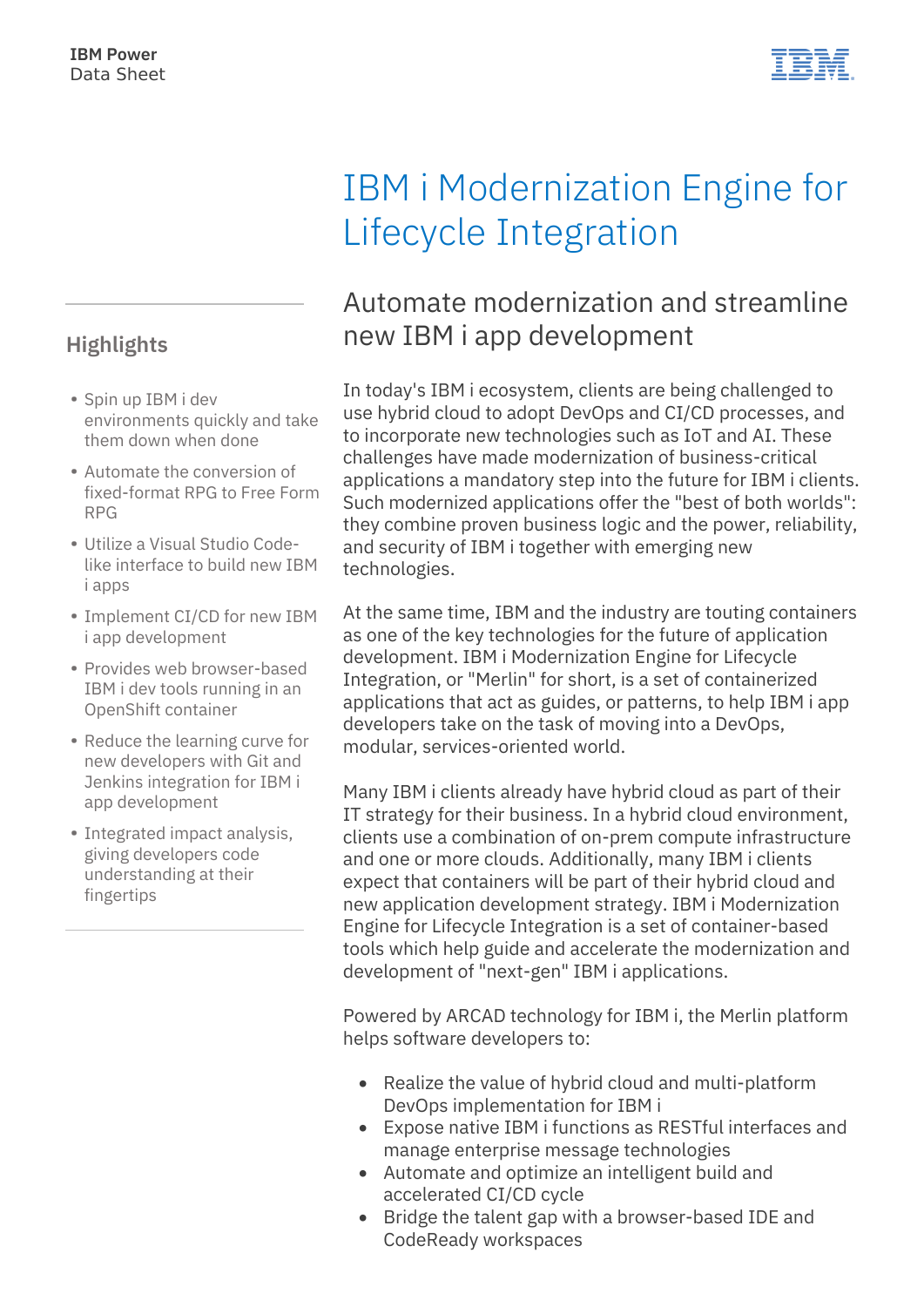IBM Power
Data Sheet

# IBM i Modernization Engine for Lifecycle Integration

## Automate modernization and streamline new IBM i app development

In today's IBM i ecosystem, clients are being challenged to use hybrid cloud to adopt DevOps and CI/CD processes, and to incorporate new technologies such as IoT and AI. These challenges have made modernization of business-critical applications a mandatory step into the future for IBM i clients. Such modernized applications offer the "best of both worlds": they combine proven business logic and the power, reliability, and security of IBM i together with emerging new technologies.

At the same time, IBM and the industry are touting containers as one of the key technologies for the future of application development. IBM i Modernization Engine for Lifecycle Integration, or "Merlin" for short, is a set of containerized applications that act as guides, or patterns, to help IBM i app developers take on the task of moving into a DevOps, modular, services-oriented world.

Many IBM i clients already have hybrid cloud as part of their IT strategy for their business. In a hybrid cloud environment, clients use a combination of on-prem compute infrastructure and one or more clouds. Additionally, many IBM i clients expect that containers will be part of their hybrid cloud and new application development strategy. IBM i Modernization Engine for Lifecycle Integration is a set of container-based tools which help guide and accelerate the modernization and development of "next-gen" IBM i applications.

Powered by ARCAD technology for IBM i, the Merlin platform helps software developers to:

- Realize the value of hybrid cloud and multi-platform DevOps implementation for IBM i
- Expose native IBM i functions as RESTful interfaces and manage enterprise message technologies
- Automate and optimize an intelligent build and accelerated CI/CD cycle
- Bridge the talent gap with a browser-based IDE and CodeReady workspaces

### Highlights

- Spin up IBM i dev environments quickly and take them down when done
- Automate the conversion of fixed-format RPG to Free Form RPG
- Utilize a Visual Studio Code-like interface to build new IBM i apps
- Implement CI/CD for new IBM i app development
- Provides web browser-based IBM i dev tools running in an OpenShift container
- Reduce the learning curve for new developers with Git and Jenkins integration for IBM i app development
- Integrated impact analysis, giving developers code understanding at their fingertips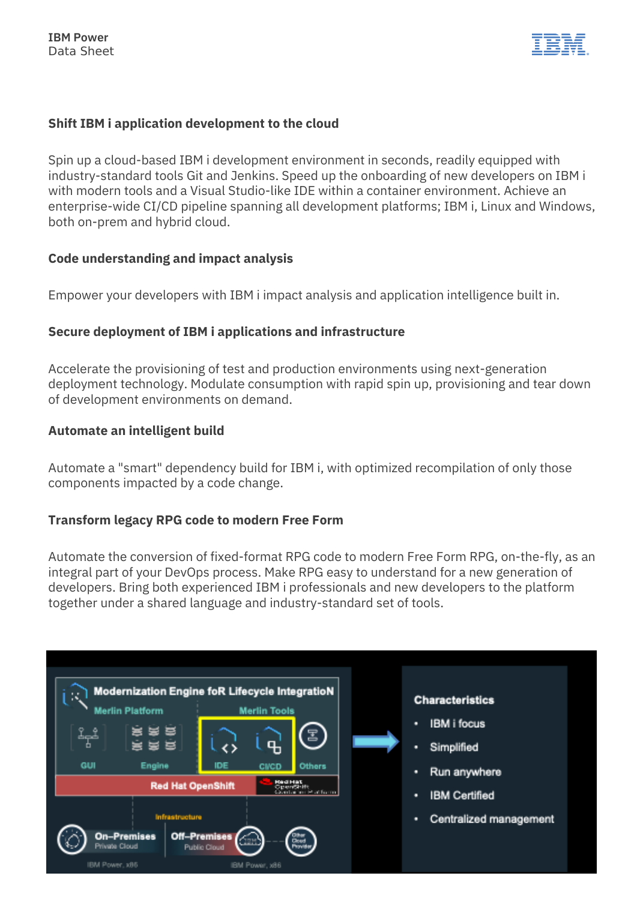### Shift IBM i application development to the cloud

Spin up a cloud-based IBM i development environment in seconds, readily equipped with industry-standard tools Git and Jenkins. Speed up the onboarding of new developers on IBM i with modern tools and a Visual Studio-like IDE within a container environment. Achieve an enterprise-wide CI/CD pipeline spanning all development platforms; IBM i, Linux and Windows, both on-prem and hybrid cloud.

### Code understanding and impact analysis

Empower your developers with IBM i impact analysis and application intelligence built in.

### Secure deployment of IBM i applications and infrastructure

Accelerate the provisioning of test and production environments using next-generation deployment technology. Modulate consumption with rapid spin up, provisioning and tear down of development environments on demand.

### Automate an intelligent build

Automate a "smart" dependency build for IBM i, with optimized recompilation of only those components impacted by a code change.

### Transform legacy RPG code to modern Free Form

Automate the conversion of fixed-format RPG code to modern Free Form RPG, on-the-fly, as an integral part of your DevOps process. Make RPG easy to understand for a new generation of developers. Bring both experienced IBM i professionals and new developers to the platform together under a shared language and industry-standard set of tools.

Modernization Engine foR Lifecycle IntegratioN

Merlin Platform

Merlin Tools

GUI

Engine

IDE

CI/CD

Others

Red Hat OpenShift

Infrastructure

On-Premises

Private Cloud

Off-Premises

Public Cloud

IBM Power, x86

IBM Power, x86

**Characteristics**

- IBM i focus
- Simplified
- Run anywhere
- IBM Certified
- Centralized management